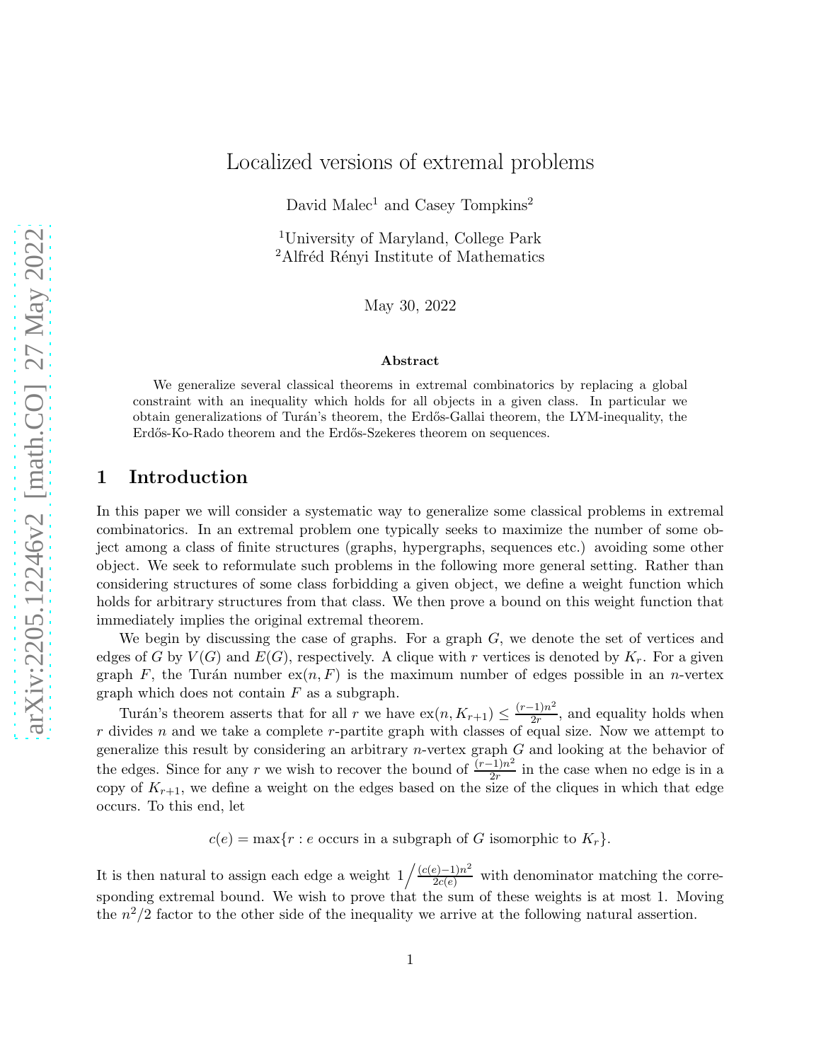# Localized versions of extremal problems

David Malec[1] and Casey Tompkins[2]

[1]University of Maryland, College Park
[2]Alfréd Rényi Institute of Mathematics

May 30, 2022

**Abstract**

We generalize several classical theorems in extremal combinatorics by replacing a global constraint with an inequality which holds for all objects in a given class. In particular we obtain generalizations of Turán's theorem, the Erdős-Gallai theorem, the LYM-inequality, the Erdős-Ko-Rado theorem and the Erdős-Szekeres theorem on sequences.

## 1 Introduction

In this paper we will consider a systematic way to generalize some classical problems in extremal combinatorics. In an extremal problem one typically seeks to maximize the number of some object among a class of finite structures (graphs, hypergraphs, sequences etc.) avoiding some other object. We seek to reformulate such problems in the following more general setting. Rather than considering structures of some class forbidding a given object, we define a weight function which holds for arbitrary structures from that class. We then prove a bound on this weight function that immediately implies the original extremal theorem.

We begin by discussing the case of graphs. For a graph $G$, we denote the set of vertices and edges of $G$ by $V(G)$ and $E(G)$, respectively. A clique with $r$ vertices is denoted by $K_r$. For a given graph $F$, the Turán number $\mathrm{ex}(n, F)$ is the maximum number of edges possible in an $n$-vertex graph which does not contain $F$ as a subgraph.

Turán's theorem asserts that for all $r$ we have $\mathrm{ex}(n, K_{r+1}) \leq \frac{(r-1)n^2}{2r}$, and equality holds when $r$ divides $n$ and we take a complete $r$-partite graph with classes of equal size. Now we attempt to generalize this result by considering an arbitrary $n$-vertex graph $G$ and looking at the behavior of the edges. Since for any $r$ we wish to recover the bound of $\frac{(r-1)n^2}{2r}$ in the case when no edge is in a copy of $K_{r+1}$, we define a weight on the edges based on the size of the cliques in which that edge occurs. To this end, let

$$c(e) = \max\{r : e \text{ occurs in a subgraph of } G \text{ isomorphic to } K_r\}.$$

It is then natural to assign each edge a weight $1 \Big/ \frac{(c(e)-1)n^2}{2c(e)}$ with denominator matching the corresponding extremal bound. We wish to prove that the sum of these weights is at most 1. Moving the $n^2/2$ factor to the other side of the inequality we arrive at the following natural assertion.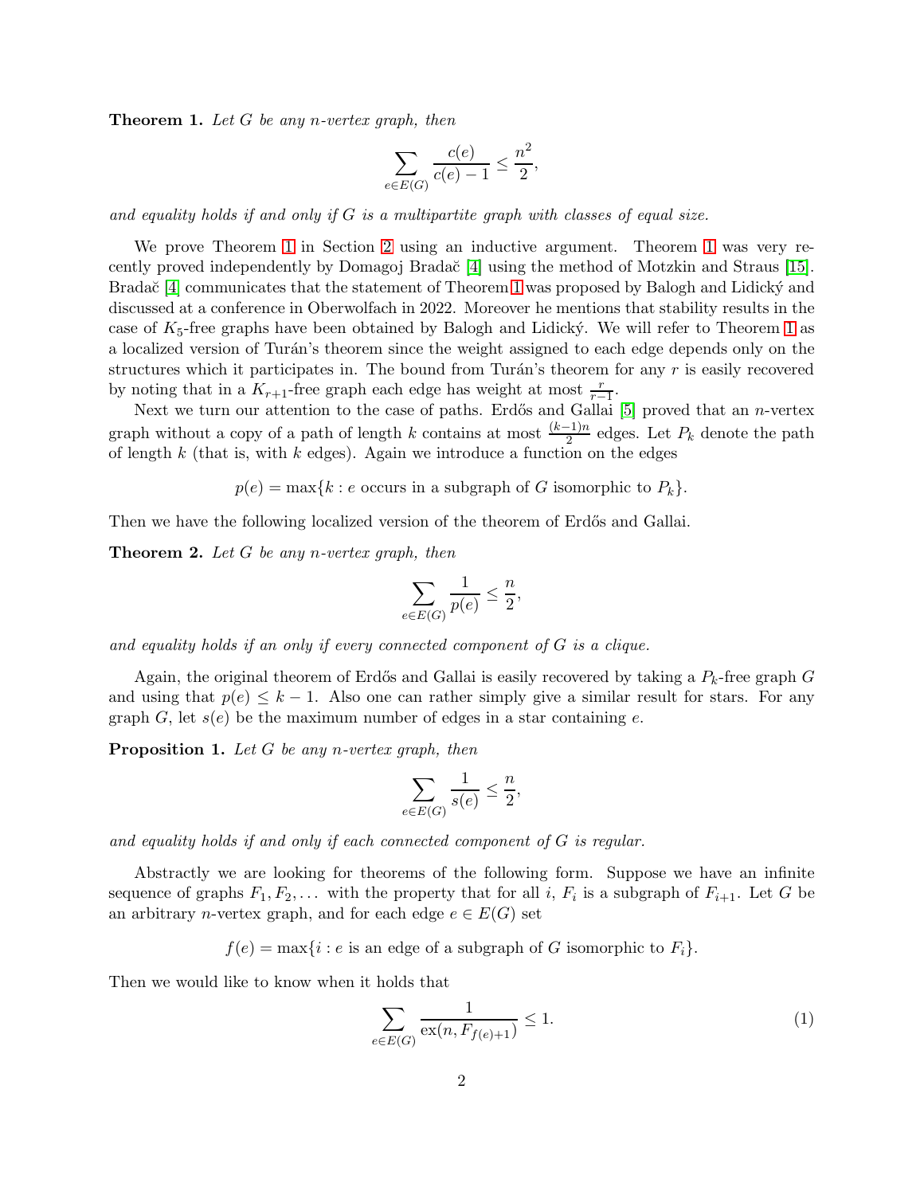**Theorem 1.** *Let $G$ be any $n$-vertex graph, then*

$$\sum_{e \in E(G)} \frac{c(e)}{c(e)-1} \leq \frac{n^2}{2},$$

*and equality holds if and only if $G$ is a multipartite graph with classes of equal size.*

We prove Theorem 1 in Section 2 using an inductive argument. Theorem 1 was very recently proved independently by Domagoj Bradač [4] using the method of Motzkin and Straus [15]. Bradač [4] communicates that the statement of Theorem 1 was proposed by Balogh and Lidický and discussed at a conference in Oberwolfach in 2022. Moreover he mentions that stability results in the case of $K_5$-free graphs have been obtained by Balogh and Lidický. We will refer to Theorem 1 as a localized version of Turán's theorem since the weight assigned to each edge depends only on the structures which it participates in. The bound from Turán's theorem for any $r$ is easily recovered by noting that in a $K_{r+1}$-free graph each edge has weight at most $\frac{r}{r-1}$.

Next we turn our attention to the case of paths. Erdős and Gallai [5] proved that an $n$-vertex graph without a copy of a path of length $k$ contains at most $\frac{(k-1)n}{2}$ edges. Let $P_k$ denote the path of length $k$ (that is, with $k$ edges). Again we introduce a function on the edges

$$p(e) = \max\{k : e \text{ occurs in a subgraph of } G \text{ isomorphic to } P_k\}.$$

Then we have the following localized version of the theorem of Erdős and Gallai.

**Theorem 2.** *Let $G$ be any $n$-vertex graph, then*

$$\sum_{e \in E(G)} \frac{1}{p(e)} \leq \frac{n}{2},$$

*and equality holds if an only if every connected component of $G$ is a clique.*

Again, the original theorem of Erdős and Gallai is easily recovered by taking a $P_k$-free graph $G$ and using that $p(e) \leq k-1$. Also one can rather simply give a similar result for stars. For any graph $G$, let $s(e)$ be the maximum number of edges in a star containing $e$.

**Proposition 1.** *Let $G$ be any $n$-vertex graph, then*

$$\sum_{e \in E(G)} \frac{1}{s(e)} \leq \frac{n}{2},$$

*and equality holds if and only if each connected component of $G$ is regular.*

Abstractly we are looking for theorems of the following form. Suppose we have an infinite sequence of graphs $F_1, F_2, \dots$ with the property that for all $i$, $F_i$ is a subgraph of $F_{i+1}$. Let $G$ be an arbitrary $n$-vertex graph, and for each edge $e \in E(G)$ set

$$f(e) = \max\{i : e \text{ is an edge of a subgraph of } G \text{ isomorphic to } F_i\}.$$

Then we would like to know when it holds that

$$\sum_{e \in E(G)} \frac{1}{\mathrm{ex}(n, F_{f(e)+1})} \leq 1. \tag{1}$$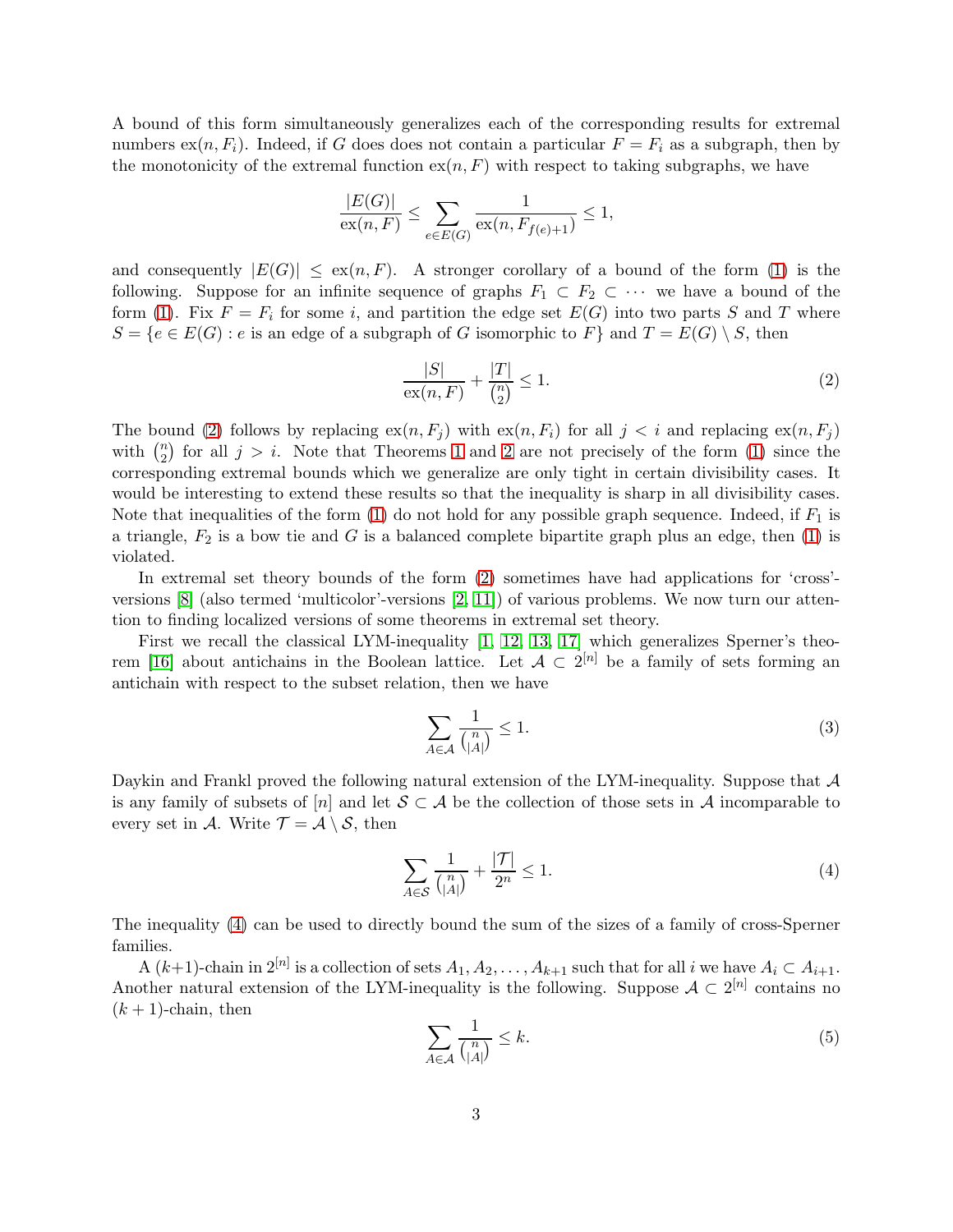A bound of this form simultaneously generalizes each of the corresponding results for extremal numbers $\text{ex}(n, F_i)$. Indeed, if $G$ does does not contain a particular $F = F_i$ as a subgraph, then by the monotonicity of the extremal function $\text{ex}(n, F)$ with respect to taking subgraphs, we have

$$\frac{|E(G)|}{\text{ex}(n, F)} \leq \sum_{e \in E(G)} \frac{1}{\text{ex}(n, F_{f(e)+1})} \leq 1,$$

and consequently $|E(G)| \leq \text{ex}(n, F)$. A stronger corollary of a bound of the form (1) is the following. Suppose for an infinite sequence of graphs $F_1 \subset F_2 \subset \cdots$ we have a bound of the form (1). Fix $F = F_i$ for some $i$, and partition the edge set $E(G)$ into two parts $S$ and $T$ where $S = \{e \in E(G) : e \text{ is an edge of a subgraph of } G \text{ isomorphic to } F\}$ and $T = E(G) \setminus S$, then

$$\frac{|S|}{\text{ex}(n, F)} + \frac{|T|}{\binom{n}{2}} \leq 1. \tag{2}$$

The bound (2) follows by replacing $\text{ex}(n, F_j)$ with $\text{ex}(n, F_i)$ for all $j < i$ and replacing $\text{ex}(n, F_j)$ with $\binom{n}{2}$ for all $j > i$. Note that Theorems 1 and 2 are not precisely of the form (1) since the corresponding extremal bounds which we generalize are only tight in certain divisibility cases. It would be interesting to extend these results so that the inequality is sharp in all divisibility cases. Note that inequalities of the form (1) do not hold for any possible graph sequence. Indeed, if $F_1$ is a triangle, $F_2$ is a bow tie and $G$ is a balanced complete bipartite graph plus an edge, then (1) is violated.

In extremal set theory bounds of the form (2) sometimes have had applications for 'cross'-versions [8] (also termed 'multicolor'-versions [2, 11]) of various problems. We now turn our attention to finding localized versions of some theorems in extremal set theory.

First we recall the classical LYM-inequality [1, 12, 13, 17] which generalizes Sperner's theorem [16] about antichains in the Boolean lattice. Let $\mathcal{A} \subset 2^{[n]}$ be a family of sets forming an antichain with respect to the subset relation, then we have

$$\sum_{A \in \mathcal{A}} \frac{1}{\binom{n}{|A|}} \leq 1. \tag{3}$$

Daykin and Frankl proved the following natural extension of the LYM-inequality. Suppose that $\mathcal{A}$ is any family of subsets of $[n]$ and let $\mathcal{S} \subset \mathcal{A}$ be the collection of those sets in $\mathcal{A}$ incomparable to every set in $\mathcal{A}$. Write $\mathcal{T} = \mathcal{A} \setminus \mathcal{S}$, then

$$\sum_{A \in \mathcal{S}} \frac{1}{\binom{n}{|A|}} + \frac{|\mathcal{T}|}{2^n} \leq 1. \tag{4}$$

The inequality (4) can be used to directly bound the sum of the sizes of a family of cross-Sperner families.

A $(k+1)$-chain in $2^{[n]}$ is a collection of sets $A_1, A_2, \ldots, A_{k+1}$ such that for all $i$ we have $A_i \subset A_{i+1}$. Another natural extension of the LYM-inequality is the following. Suppose $\mathcal{A} \subset 2^{[n]}$ contains no $(k+1)$-chain, then

$$\sum_{A \in \mathcal{A}} \frac{1}{\binom{n}{|A|}} \leq k. \tag{5}$$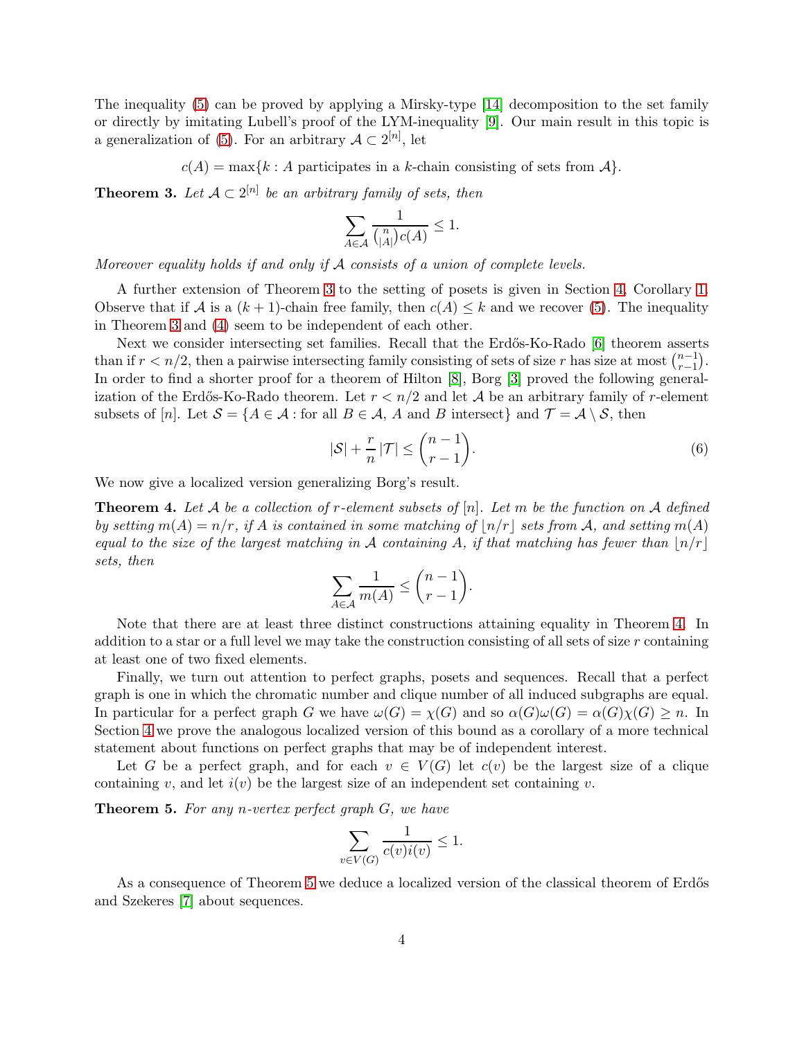The inequality (5) can be proved by applying a Mirsky-type [14] decomposition to the set family or directly by imitating Lubell's proof of the LYM-inequality [9]. Our main result in this topic is a generalization of (5). For an arbitrary $\mathcal{A} \subset 2^{[n]}$, let

$$c(A) = \max\{k : A \text{ participates in a } k\text{-chain consisting of sets from } \mathcal{A}\}.$$

**Theorem 3.** *Let $\mathcal{A} \subset 2^{[n]}$ be an arbitrary family of sets, then*

$$\sum_{A \in \mathcal{A}} \frac{1}{\binom{n}{|A|} c(A)} \leq 1.$$

*Moreover equality holds if and only if $\mathcal{A}$ consists of a union of complete levels.*

A further extension of Theorem 3 to the setting of posets is given in Section 4, Corollary 1. Observe that if $\mathcal{A}$ is a $(k+1)$-chain free family, then $c(A) \leq k$ and we recover (5). The inequality in Theorem 3 and (4) seem to be independent of each other.

Next we consider intersecting set families. Recall that the Erdős-Ko-Rado [6] theorem asserts than if $r < n/2$, then a pairwise intersecting family consisting of sets of size $r$ has size at most $\binom{n-1}{r-1}$. In order to find a shorter proof for a theorem of Hilton [8], Borg [3] proved the following generalization of the Erdős-Ko-Rado theorem. Let $r < n/2$ and let $\mathcal{A}$ be an arbitrary family of $r$-element subsets of $[n]$. Let $\mathcal{S} = \{A \in \mathcal{A} : \text{for all } B \in \mathcal{A}, A \text{ and } B \text{ intersect}\}$ and $\mathcal{T} = \mathcal{A} \setminus \mathcal{S}$, then

$$|\mathcal{S}| + \frac{r}{n}|\mathcal{T}| \leq \binom{n-1}{r-1}. \tag{6}$$

We now give a localized version generalizing Borg's result.

**Theorem 4.** *Let $\mathcal{A}$ be a collection of $r$-element subsets of $[n]$. Let $m$ be the function on $\mathcal{A}$ defined by setting $m(A) = n/r$, if $A$ is contained in some matching of $\lfloor n/r \rfloor$ sets from $\mathcal{A}$, and setting $m(A)$ equal to the size of the largest matching in $\mathcal{A}$ containing $A$, if that matching has fewer than $\lfloor n/r \rfloor$ sets, then*

$$\sum_{A \in \mathcal{A}} \frac{1}{m(A)} \leq \binom{n-1}{r-1}.$$

Note that there are at least three distinct constructions attaining equality in Theorem 4. In addition to a star or a full level we may take the construction consisting of all sets of size $r$ containing at least one of two fixed elements.

Finally, we turn out attention to perfect graphs, posets and sequences. Recall that a perfect graph is one in which the chromatic number and clique number of all induced subgraphs are equal. In particular for a perfect graph $G$ we have $\omega(G) = \chi(G)$ and so $\alpha(G)\omega(G) = \alpha(G)\chi(G) \geq n$. In Section 4 we prove the analogous localized version of this bound as a corollary of a more technical statement about functions on perfect graphs that may be of independent interest.

Let $G$ be a perfect graph, and for each $v \in V(G)$ let $c(v)$ be the largest size of a clique containing $v$, and let $i(v)$ be the largest size of an independent set containing $v$.

**Theorem 5.** *For any $n$-vertex perfect graph $G$, we have*

$$\sum_{v \in V(G)} \frac{1}{c(v)i(v)} \leq 1.$$

As a consequence of Theorem 5 we deduce a localized version of the classical theorem of Erdős and Szekeres [7] about sequences.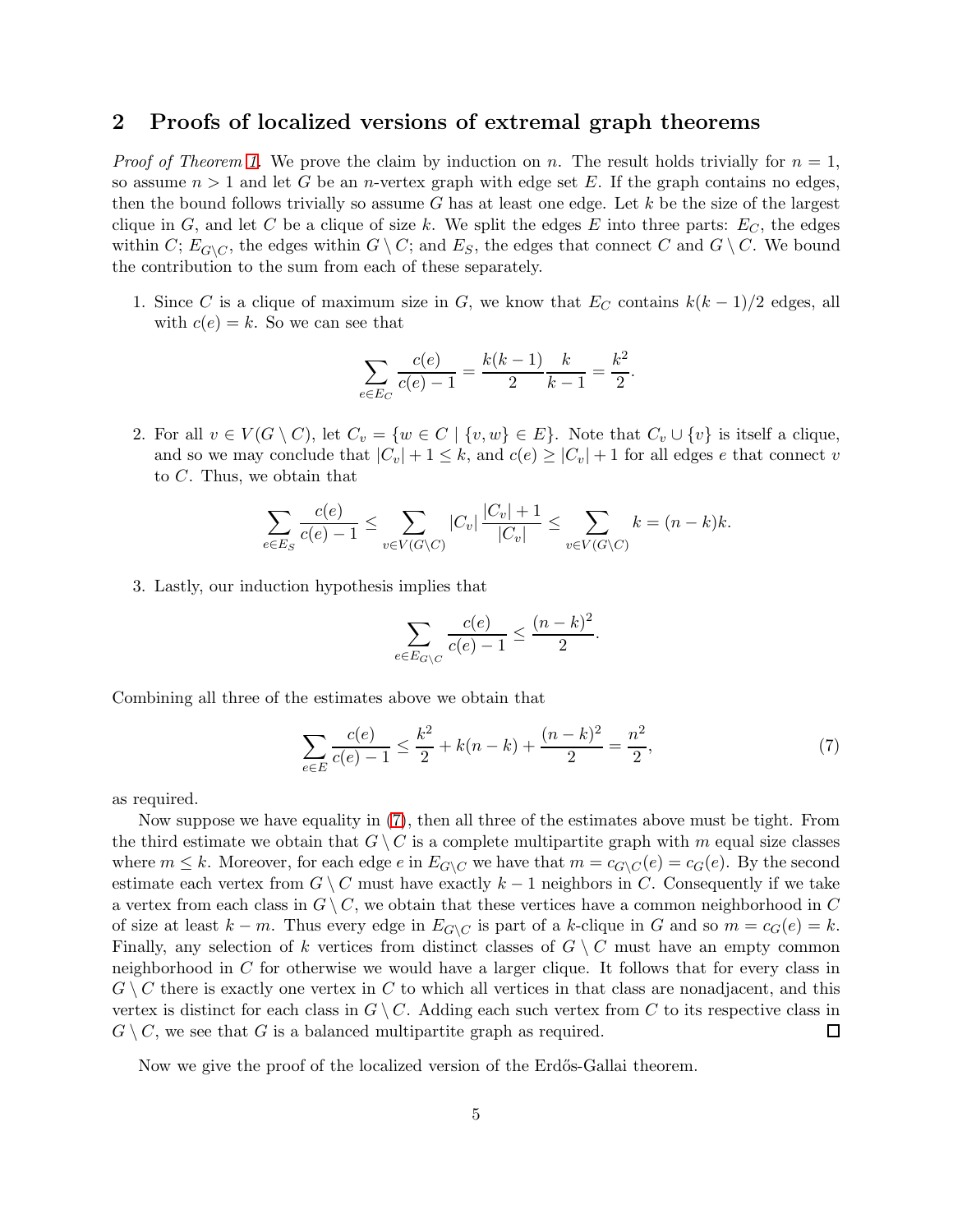## 2 Proofs of localized versions of extremal graph theorems

*Proof of Theorem 1.* We prove the claim by induction on $n$. The result holds trivially for $n = 1$, so assume $n > 1$ and let $G$ be an $n$-vertex graph with edge set $E$. If the graph contains no edges, then the bound follows trivially so assume $G$ has at least one edge. Let $k$ be the size of the largest clique in $G$, and let $C$ be a clique of size $k$. We split the edges $E$ into three parts: $E_C$, the edges within $C$; $E_{G\setminus C}$, the edges within $G \setminus C$; and $E_S$, the edges that connect $C$ and $G \setminus C$. We bound the contribution to the sum from each of these separately.

1. Since $C$ is a clique of maximum size in $G$, we know that $E_C$ contains $k(k-1)/2$ edges, all with $c(e) = k$. So we can see that

$$\sum_{e\in E_C} \frac{c(e)}{c(e)-1} = \frac{k(k-1)}{2}\frac{k}{k-1} = \frac{k^2}{2}.$$

2. For all $v \in V(G \setminus C)$, let $C_v = \{w \in C \mid \{v, w\} \in E\}$. Note that $C_v \cup \{v\}$ is itself a clique, and so we may conclude that $|C_v| + 1 \leq k$, and $c(e) \geq |C_v| + 1$ for all edges $e$ that connect $v$ to $C$. Thus, we obtain that

$$\sum_{e\in E_S} \frac{c(e)}{c(e)-1} \leq \sum_{v\in V(G\setminus C)} |C_v|\frac{|C_v|+1}{|C_v|} \leq \sum_{v\in V(G\setminus C)} k = (n-k)k.$$

3. Lastly, our induction hypothesis implies that

$$\sum_{e\in E_{G\setminus C}} \frac{c(e)}{c(e)-1} \leq \frac{(n-k)^2}{2}.$$

Combining all three of the estimates above we obtain that

$$\sum_{e\in E} \frac{c(e)}{c(e)-1} \leq \frac{k^2}{2} + k(n-k) + \frac{(n-k)^2}{2} = \frac{n^2}{2}, \tag{7}$$

as required.

Now suppose we have equality in (7), then all three of the estimates above must be tight. From the third estimate we obtain that $G \setminus C$ is a complete multipartite graph with $m$ equal size classes where $m \leq k$. Moreover, for each edge $e$ in $E_{G\setminus C}$ we have that $m = c_{G\setminus C}(e) = c_G(e)$. By the second estimate each vertex from $G \setminus C$ must have exactly $k-1$ neighbors in $C$. Consequently if we take a vertex from each class in $G \setminus C$, we obtain that these vertices have a common neighborhood in $C$ of size at least $k - m$. Thus every edge in $E_{G\setminus C}$ is part of a $k$-clique in $G$ and so $m = c_G(e) = k$. Finally, any selection of $k$ vertices from distinct classes of $G \setminus C$ must have an empty common neighborhood in $C$ for otherwise we would have a larger clique. It follows that for every class in $G \setminus C$ there is exactly one vertex in $C$ to which all vertices in that class are nonadjacent, and this vertex is distinct for each class in $G \setminus C$. Adding each such vertex from $C$ to its respective class in $G \setminus C$, we see that $G$ is a balanced multipartite graph as required. ◻

Now we give the proof of the localized version of the Erdős-Gallai theorem.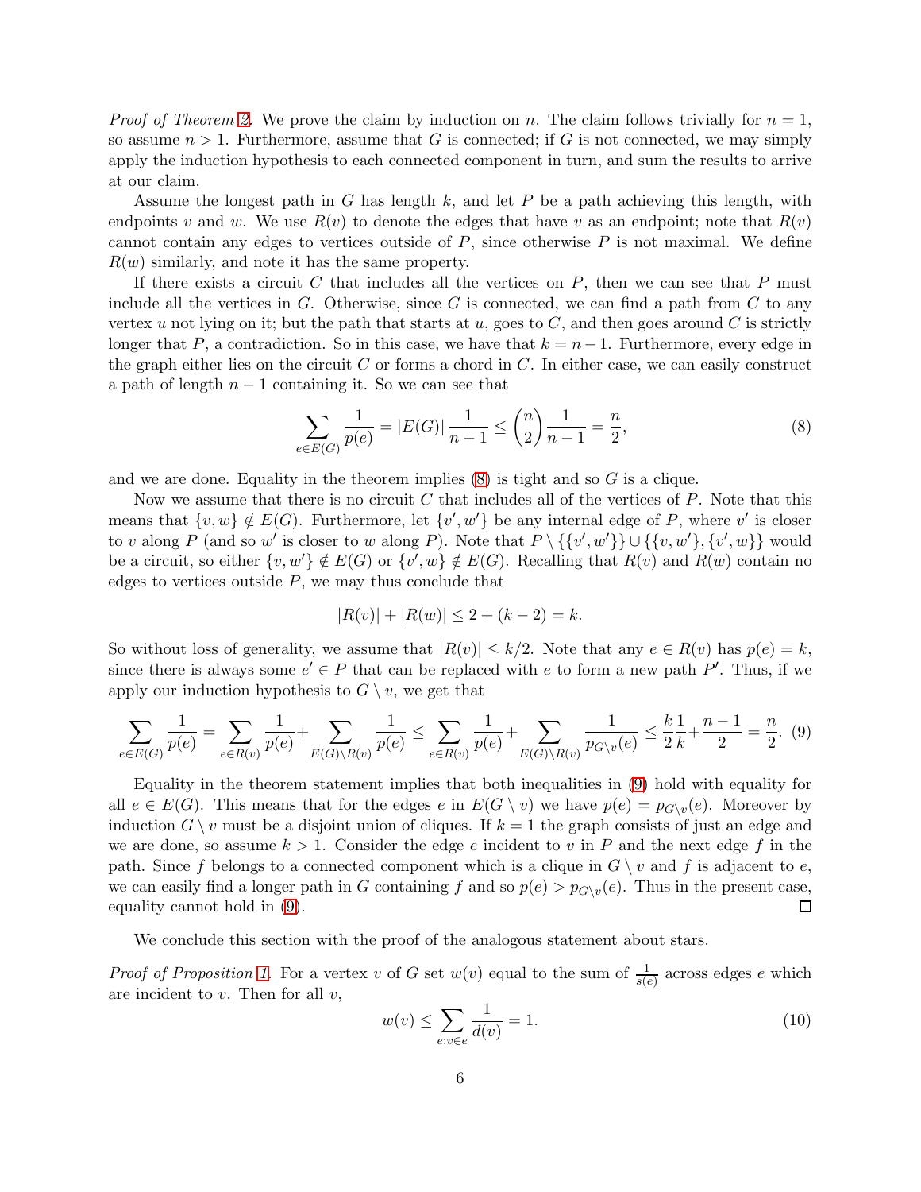*Proof of Theorem 2.* We prove the claim by induction on $n$. The claim follows trivially for $n = 1$, so assume $n > 1$. Furthermore, assume that $G$ is connected; if $G$ is not connected, we may simply apply the induction hypothesis to each connected component in turn, and sum the results to arrive at our claim.

Assume the longest path in $G$ has length $k$, and let $P$ be a path achieving this length, with endpoints $v$ and $w$. We use $R(v)$ to denote the edges that have $v$ as an endpoint; note that $R(v)$ cannot contain any edges to vertices outside of $P$, since otherwise $P$ is not maximal. We define $R(w)$ similarly, and note it has the same property.

If there exists a circuit $C$ that includes all the vertices on $P$, then we can see that $P$ must include all the vertices in $G$. Otherwise, since $G$ is connected, we can find a path from $C$ to any vertex $u$ not lying on it; but the path that starts at $u$, goes to $C$, and then goes around $C$ is strictly longer that $P$, a contradiction. So in this case, we have that $k = n-1$. Furthermore, every edge in the graph either lies on the circuit $C$ or forms a chord in $C$. In either case, we can easily construct a path of length $n-1$ containing it. So we can see that

$$\sum_{e \in E(G)} \frac{1}{p(e)} = |E(G)| \frac{1}{n-1} \leq \binom{n}{2} \frac{1}{n-1} = \frac{n}{2}, \tag{8}$$

and we are done. Equality in the theorem implies (8) is tight and so $G$ is a clique.

Now we assume that there is no circuit $C$ that includes all of the vertices of $P$. Note that this means that $\{v, w\} \notin E(G)$. Furthermore, let $\{v', w'\}$ be any internal edge of $P$, where $v'$ is closer to $v$ along $P$ (and so $w'$ is closer to $w$ along $P$). Note that $P \setminus \{\{v', w'\}\} \cup \{\{v, w'\}, \{v', w\}\}$ would be a circuit, so either $\{v, w'\} \notin E(G)$ or $\{v', w\} \notin E(G)$. Recalling that $R(v)$ and $R(w)$ contain no edges to vertices outside $P$, we may thus conclude that

$$|R(v)| + |R(w)| \leq 2 + (k-2) = k.$$

So without loss of generality, we assume that $|R(v)| \leq k/2$. Note that any $e \in R(v)$ has $p(e) = k$, since there is always some $e' \in P$ that can be replaced with $e$ to form a new path $P'$. Thus, if we apply our induction hypothesis to $G \setminus v$, we get that

$$\sum_{e \in E(G)} \frac{1}{p(e)} = \sum_{e \in R(v)} \frac{1}{p(e)} + \sum_{E(G) \setminus R(v)} \frac{1}{p(e)} \leq \sum_{e \in R(v)} \frac{1}{p(e)} + \sum_{E(G) \setminus R(v)} \frac{1}{p_{G \setminus v}(e)} \leq \frac{k}{2}\frac{1}{k} + \frac{n-1}{2} = \frac{n}{2}. \tag{9}$$

Equality in the theorem statement implies that both inequalities in (9) hold with equality for all $e \in E(G)$. This means that for the edges $e$ in $E(G \setminus v)$ we have $p(e) = p_{G \setminus v}(e)$. Moreover by induction $G \setminus v$ must be a disjoint union of cliques. If $k = 1$ the graph consists of just an edge and we are done, so assume $k > 1$. Consider the edge $e$ incident to $v$ in $P$ and the next edge $f$ in the path. Since $f$ belongs to a connected component which is a clique in $G \setminus v$ and $f$ is adjacent to $e$, we can easily find a longer path in $G$ containing $f$ and so $p(e) > p_{G \setminus v}(e)$. Thus in the present case, equality cannot hold in (9). $\square$

We conclude this section with the proof of the analogous statement about stars.

*Proof of Proposition 1.* For a vertex $v$ of $G$ set $w(v)$ equal to the sum of $\frac{1}{s(e)}$ across edges $e$ which are incident to $v$. Then for all $v$,

$$w(v) \leq \sum_{e: v \in e} \frac{1}{d(v)} = 1. \tag{10}$$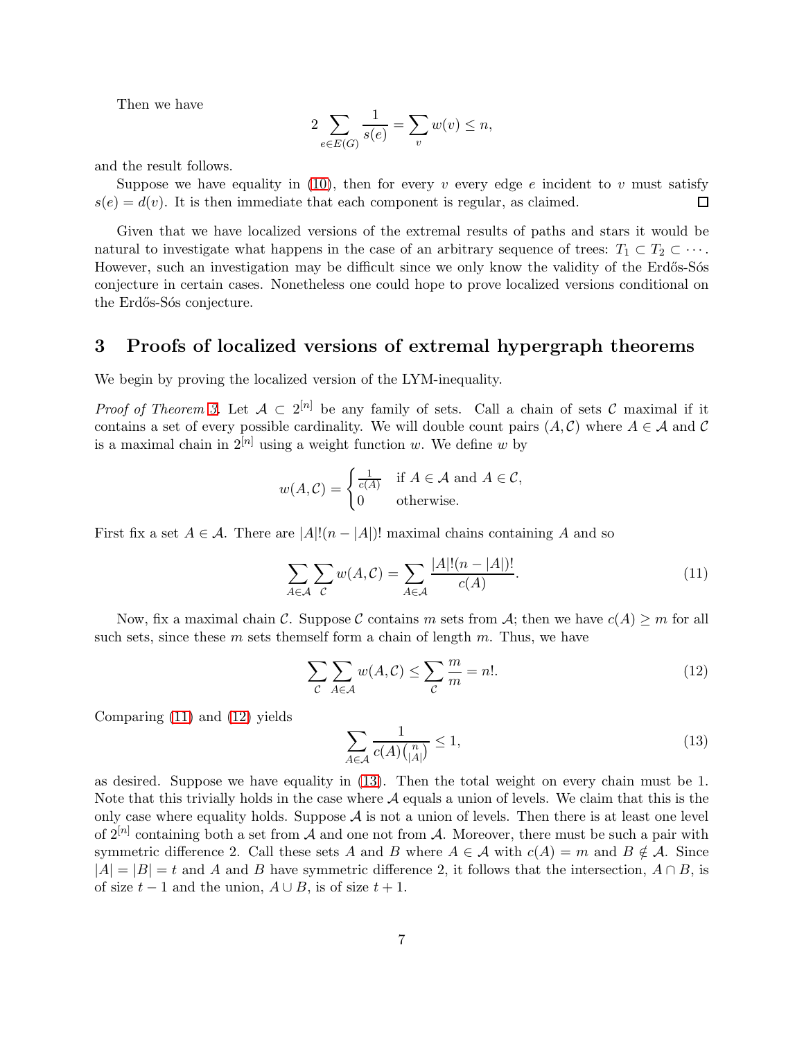Then we have

$$2 \sum_{e \in E(G)} \frac{1}{s(e)} = \sum_{v} w(v) \leq n,$$

and the result follows.

Suppose we have equality in (10), then for every $v$ every edge $e$ incident to $v$ must satisfy $s(e) = d(v)$. It is then immediate that each component is regular, as claimed. □

Given that we have localized versions of the extremal results of paths and stars it would be natural to investigate what happens in the case of an arbitrary sequence of trees: $T_1 \subset T_2 \subset \cdots$. However, such an investigation may be difficult since we only know the validity of the Erdős-Sós conjecture in certain cases. Nonetheless one could hope to prove localized versions conditional on the Erdős-Sós conjecture.

## 3 Proofs of localized versions of extremal hypergraph theorems

We begin by proving the localized version of the LYM-inequality.

*Proof of Theorem 3.* Let $\mathcal{A} \subset 2^{[n]}$ be any family of sets. Call a chain of sets $\mathcal{C}$ maximal if it contains a set of every possible cardinality. We will double count pairs $(A, \mathcal{C})$ where $A \in \mathcal{A}$ and $\mathcal{C}$ is a maximal chain in $2^{[n]}$ using a weight function $w$. We define $w$ by

$$w(A, \mathcal{C}) = \begin{cases} \frac{1}{c(A)} & \text{if } A \in \mathcal{A} \text{ and } A \in \mathcal{C}, \\ 0 & \text{otherwise.} \end{cases}$$

First fix a set $A \in \mathcal{A}$. There are $|A|!(n-|A|)!$ maximal chains containing $A$ and so

$$\sum_{A \in \mathcal{A}} \sum_{\mathcal{C}} w(A, \mathcal{C}) = \sum_{A \in \mathcal{A}} \frac{|A|!(n-|A|)!}{c(A)}. \tag{11}$$

Now, fix a maximal chain $\mathcal{C}$. Suppose $\mathcal{C}$ contains $m$ sets from $\mathcal{A}$; then we have $c(A) \geq m$ for all such sets, since these $m$ sets themself form a chain of length $m$. Thus, we have

$$\sum_{\mathcal{C}} \sum_{A \in \mathcal{A}} w(A, \mathcal{C}) \leq \sum_{\mathcal{C}} \frac{m}{m} = n!. \tag{12}$$

Comparing (11) and (12) yields

$$\sum_{A \in \mathcal{A}} \frac{1}{c(A)\binom{n}{|A|}} \leq 1, \tag{13}$$

as desired. Suppose we have equality in (13). Then the total weight on every chain must be 1. Note that this trivially holds in the case where $\mathcal{A}$ equals a union of levels. We claim that this is the only case where equality holds. Suppose $\mathcal{A}$ is not a union of levels. Then there is at least one level of $2^{[n]}$ containing both a set from $\mathcal{A}$ and one not from $\mathcal{A}$. Moreover, there must be such a pair with symmetric difference 2. Call these sets $A$ and $B$ where $A \in \mathcal{A}$ with $c(A) = m$ and $B \notin \mathcal{A}$. Since $|A| = |B| = t$ and $A$ and $B$ have symmetric difference 2, it follows that the intersection, $A \cap B$, is of size $t-1$ and the union, $A \cup B$, is of size $t+1$.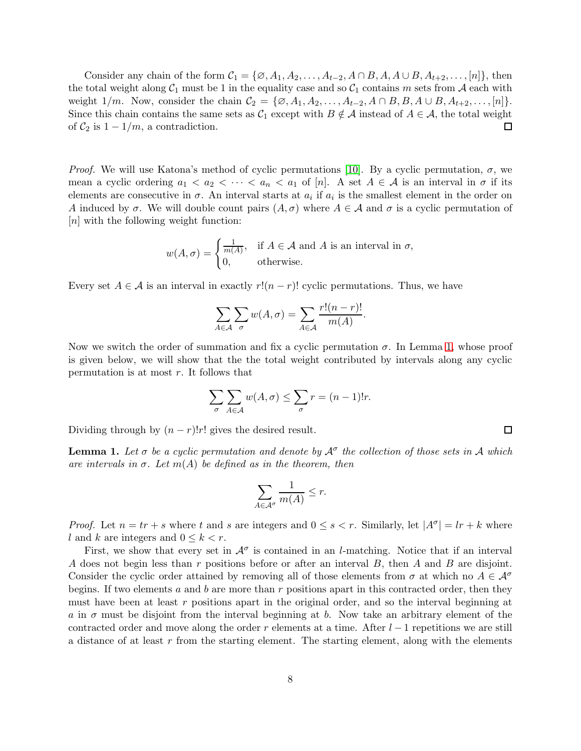Consider any chain of the form $\mathcal{C}_1 = \{\varnothing, A_1, A_2, \ldots, A_{t-2}, A \cap B, A, A \cup B, A_{t+2}, \ldots, [n]\}$, then the total weight along $\mathcal{C}_1$ must be 1 in the equality case and so $\mathcal{C}_1$ contains $m$ sets from $\mathcal{A}$ each with weight $1/m$. Now, consider the chain $\mathcal{C}_2 = \{\varnothing, A_1, A_2, \ldots, A_{t-2}, A \cap B, B, A \cup B, A_{t+2}, \ldots, [n]\}$. Since this chain contains the same sets as $\mathcal{C}_1$ except with $B \notin \mathcal{A}$ instead of $A \in \mathcal{A}$, the total weight of $\mathcal{C}_2$ is $1 - 1/m$, a contradiction. □

*Proof.* We will use Katona's method of cyclic permutations [10]. By a cyclic permutation, $\sigma$, we mean a cyclic ordering $a_1 < a_2 < \cdots < a_n < a_1$ of $[n]$. A set $A \in \mathcal{A}$ is an interval in $\sigma$ if its elements are consecutive in $\sigma$. An interval starts at $a_i$ if $a_i$ is the smallest element in the order on $A$ induced by $\sigma$. We will double count pairs $(A, \sigma)$ where $A \in \mathcal{A}$ and $\sigma$ is a cyclic permutation of $[n]$ with the following weight function:

$$w(A, \sigma) = \begin{cases} \frac{1}{m(A)}, & \text{if } A \in \mathcal{A} \text{ and } A \text{ is an interval in } \sigma, \\ 0, & \text{otherwise.} \end{cases}$$

Every set $A \in \mathcal{A}$ is an interval in exactly $r!(n-r)!$ cyclic permutations. Thus, we have

$$\sum_{A \in \mathcal{A}} \sum_{\sigma} w(A, \sigma) = \sum_{A \in \mathcal{A}} \frac{r!(n-r)!}{m(A)}.$$

Now we switch the order of summation and fix a cyclic permutation $\sigma$. In Lemma 1, whose proof is given below, we will show that the the total weight contributed by intervals along any cyclic permutation is at most $r$. It follows that

$$\sum_{\sigma} \sum_{A \in \mathcal{A}} w(A, \sigma) \leq \sum_{\sigma} r = (n-1)!r.$$

Dividing through by $(n-r)!r!$ gives the desired result. □

**Lemma 1.** *Let $\sigma$ be a cyclic permutation and denote by $\mathcal{A}^{\sigma}$ the collection of those sets in $\mathcal{A}$ which are intervals in $\sigma$. Let $m(A)$ be defined as in the theorem, then*

$$\sum_{A \in \mathcal{A}^{\sigma}} \frac{1}{m(A)} \leq r.$$

*Proof.* Let $n = tr + s$ where $t$ and $s$ are integers and $0 \leq s < r$. Similarly, let $|A^{\sigma}| = lr + k$ where $l$ and $k$ are integers and $0 \leq k < r$.

First, we show that every set in $\mathcal{A}^{\sigma}$ is contained in an $l$-matching. Notice that if an interval $A$ does not begin less than $r$ positions before or after an interval $B$, then $A$ and $B$ are disjoint. Consider the cyclic order attained by removing all of those elements from $\sigma$ at which no $A \in \mathcal{A}^{\sigma}$ begins. If two elements $a$ and $b$ are more than $r$ positions apart in this contracted order, then they must have been at least $r$ positions apart in the original order, and so the interval beginning at $a$ in $\sigma$ must be disjoint from the interval beginning at $b$. Now take an arbitrary element of the contracted order and move along the order $r$ elements at a time. After $l-1$ repetitions we are still a distance of at least $r$ from the starting element. The starting element, along with the elements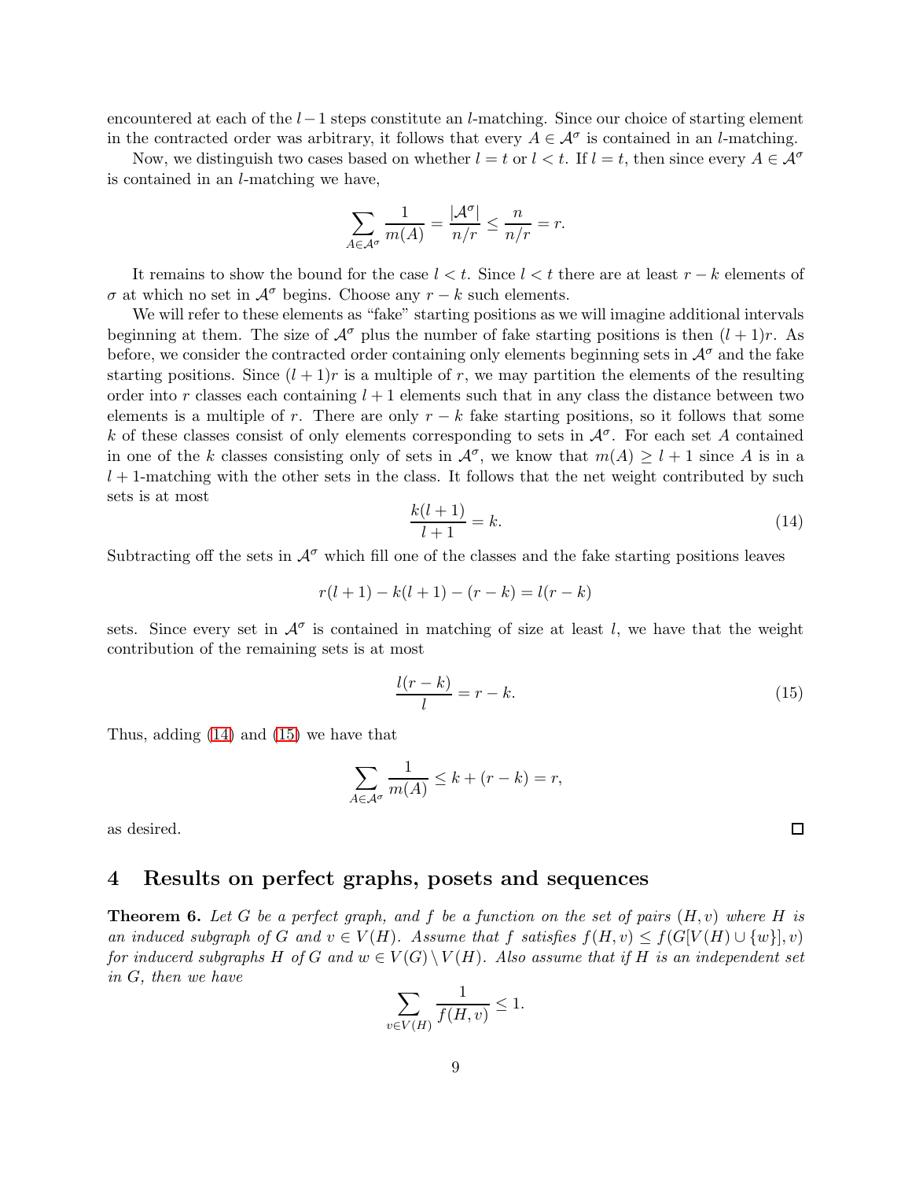encountered at each of the $l-1$ steps constitute an $l$-matching. Since our choice of starting element in the contracted order was arbitrary, it follows that every $A \in \mathcal{A}^\sigma$ is contained in an $l$-matching.

Now, we distinguish two cases based on whether $l = t$ or $l < t$. If $l = t$, then since every $A \in \mathcal{A}^\sigma$ is contained in an $l$-matching we have,

$$\sum_{A \in \mathcal{A}^\sigma} \frac{1}{m(A)} = \frac{|\mathcal{A}^\sigma|}{n/r} \leq \frac{n}{n/r} = r.$$

It remains to show the bound for the case $l < t$. Since $l < t$ there are at least $r-k$ elements of $\sigma$ at which no set in $\mathcal{A}^\sigma$ begins. Choose any $r-k$ such elements.

We will refer to these elements as "fake" starting positions as we will imagine additional intervals beginning at them. The size of $\mathcal{A}^\sigma$ plus the number of fake starting positions is then $(l+1)r$. As before, we consider the contracted order containing only elements beginning sets in $\mathcal{A}^\sigma$ and the fake starting positions. Since $(l+1)r$ is a multiple of $r$, we may partition the elements of the resulting order into $r$ classes each containing $l+1$ elements such that in any class the distance between two elements is a multiple of $r$. There are only $r-k$ fake starting positions, so it follows that some $k$ of these classes consist of only elements corresponding to sets in $\mathcal{A}^\sigma$. For each set $A$ contained in one of the $k$ classes consisting only of sets in $\mathcal{A}^\sigma$, we know that $m(A) \geq l+1$ since $A$ is in a $l+1$-matching with the other sets in the class. It follows that the net weight contributed by such sets is at most

$$\frac{k(l+1)}{l+1} = k. \tag{14}$$

Subtracting off the sets in $\mathcal{A}^\sigma$ which fill one of the classes and the fake starting positions leaves

$$r(l+1) - k(l+1) - (r-k) = l(r-k)$$

sets. Since every set in $\mathcal{A}^\sigma$ is contained in matching of size at least $l$, we have that the weight contribution of the remaining sets is at most

$$\frac{l(r-k)}{l} = r-k. \tag{15}$$

Thus, adding (14) and (15) we have that

$$\sum_{A \in \mathcal{A}^\sigma} \frac{1}{m(A)} \leq k + (r-k) = r,$$

as desired. □

## 4 Results on perfect graphs, posets and sequences

**Theorem 6.** *Let $G$ be a perfect graph, and $f$ be a function on the set of pairs $(H, v)$ where $H$ is an induced subgraph of $G$ and $v \in V(H)$. Assume that $f$ satisfies $f(H, v) \leq f(G[V(H) \cup \{w\}], v)$ for inducerd subgraphs $H$ of $G$ and $w \in V(G) \setminus V(H)$. Also assume that if $H$ is an independent set in $G$, then we have*

$$\sum_{v \in V(H)} \frac{1}{f(H, v)} \leq 1.$$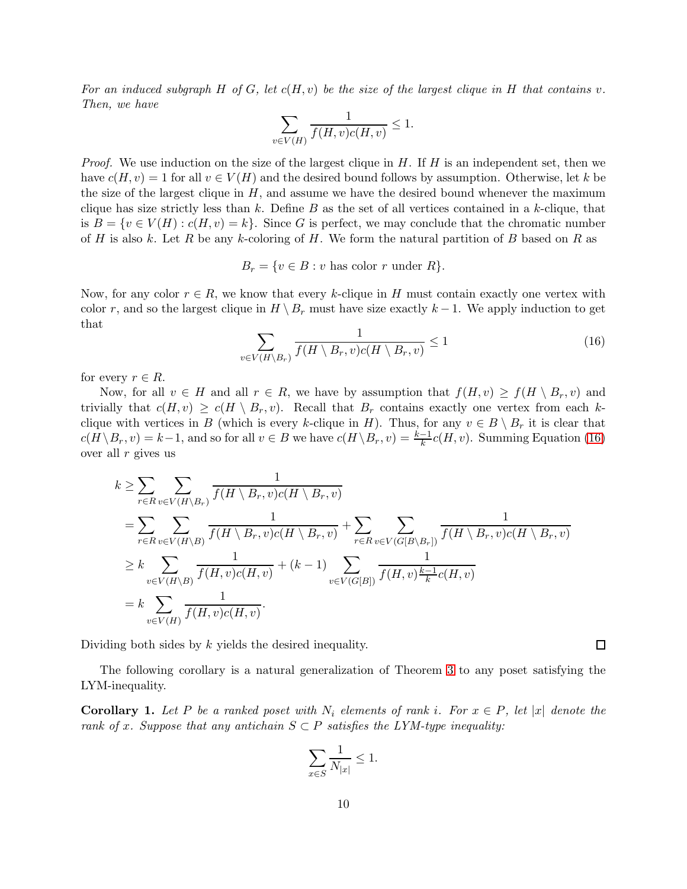*For an induced subgraph $H$ of $G$, let $c(H, v)$ be the size of the largest clique in $H$ that contains $v$. Then, we have*

$$\sum_{v \in V(H)} \frac{1}{f(H, v)c(H, v)} \leq 1.$$

*Proof.* We use induction on the size of the largest clique in $H$. If $H$ is an independent set, then we have $c(H, v) = 1$ for all $v \in V(H)$ and the desired bound follows by assumption. Otherwise, let $k$ be the size of the largest clique in $H$, and assume we have the desired bound whenever the maximum clique has size strictly less than $k$. Define $B$ as the set of all vertices contained in a $k$-clique, that is $B = \{v \in V(H) : c(H, v) = k\}$. Since $G$ is perfect, we may conclude that the chromatic number of $H$ is also $k$. Let $R$ be any $k$-coloring of $H$. We form the natural partition of $B$ based on $R$ as

$$B_r = \{v \in B : v \text{ has color } r \text{ under } R\}.$$

Now, for any color $r \in R$, we know that every $k$-clique in $H$ must contain exactly one vertex with color $r$, and so the largest clique in $H \setminus B_r$ must have size exactly $k-1$. We apply induction to get that

$$\sum_{v \in V(H \setminus B_r)} \frac{1}{f(H \setminus B_r, v)c(H \setminus B_r, v)} \leq 1 \tag{16}$$

for every $r \in R$.

Now, for all $v \in H$ and all $r \in R$, we have by assumption that $f(H, v) \geq f(H \setminus B_r, v)$ and trivially that $c(H, v) \geq c(H \setminus B_r, v)$. Recall that $B_r$ contains exactly one vertex from each $k$-clique with vertices in $B$ (which is every $k$-clique in $H$). Thus, for any $v \in B \setminus B_r$ it is clear that $c(H \setminus B_r, v) = k-1$, and so for all $v \in B$ we have $c(H \setminus B_r, v) = \frac{k-1}{k}c(H, v)$. Summing Equation (16) over all $r$ gives us

$$\begin{aligned}
k &\geq \sum_{r \in R} \sum_{v \in V(H \setminus B_r)} \frac{1}{f(H \setminus B_r, v)c(H \setminus B_r, v)} \\
&= \sum_{r \in R} \sum_{v \in V(H \setminus B)} \frac{1}{f(H \setminus B_r, v)c(H \setminus B_r, v)} + \sum_{r \in R} \sum_{v \in V(G[B \setminus B_r])} \frac{1}{f(H \setminus B_r, v)c(H \setminus B_r, v)} \\
&\geq k \sum_{v \in V(H \setminus B)} \frac{1}{f(H, v)c(H, v)} + (k-1) \sum_{v \in V(G[B])} \frac{1}{f(H, v)\frac{k-1}{k}c(H, v)} \\
&= k \sum_{v \in V(H)} \frac{1}{f(H, v)c(H, v)}.
\end{aligned}$$

Dividing both sides by $k$ yields the desired inequality. ∎

The following corollary is a natural generalization of Theorem 3 to any poset satisfying the LYM-inequality.

**Corollary 1.** *Let $P$ be a ranked poset with $N_i$ elements of rank $i$. For $x \in P$, let $|x|$ denote the rank of $x$. Suppose that any antichain $S \subset P$ satisfies the LYM-type inequality:*

$$\sum_{x \in S} \frac{1}{N_{|x|}} \leq 1.$$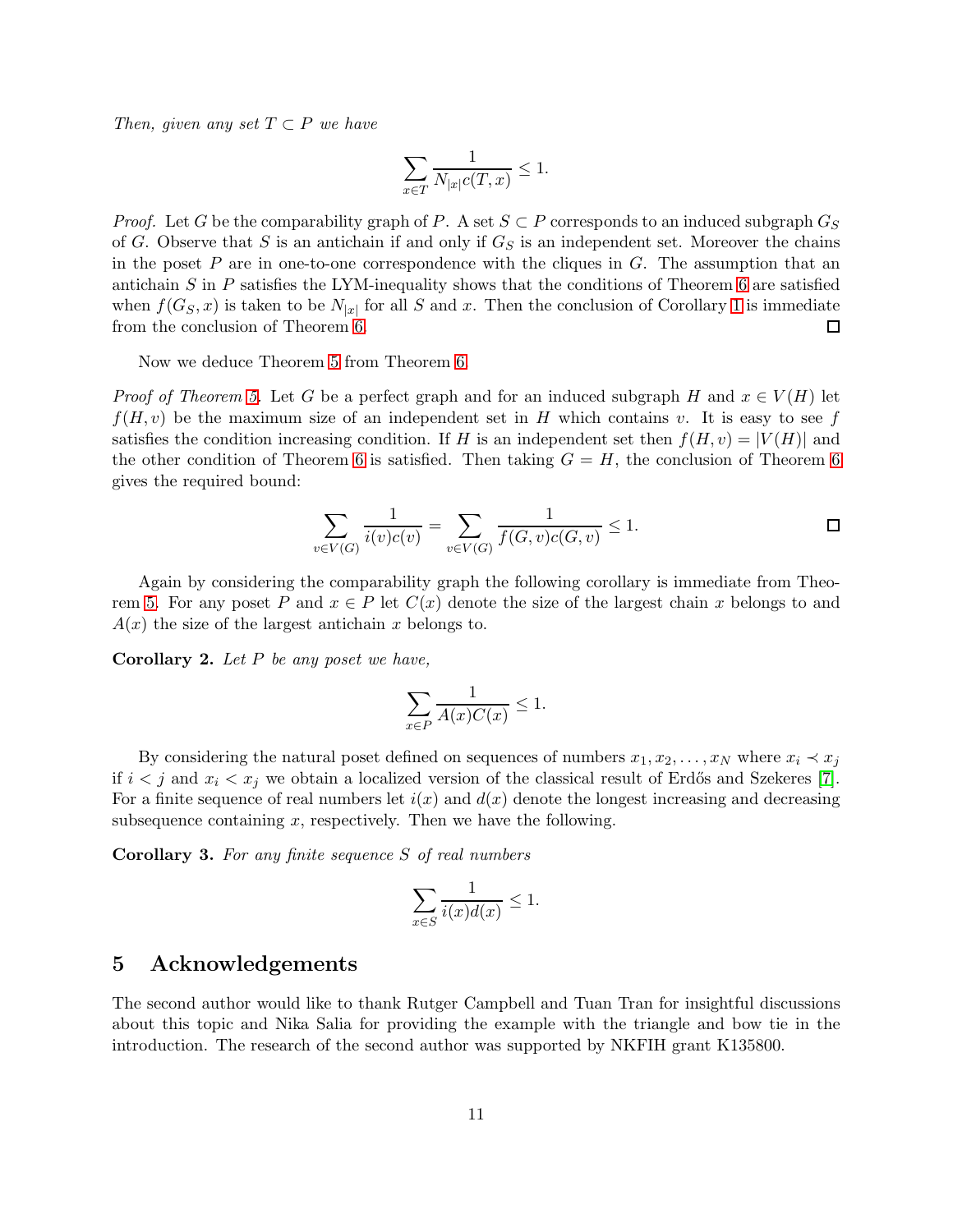*Then, given any set $T \subset P$ we have*

$$\sum_{x \in T} \frac{1}{N_{|x|} c(T, x)} \leq 1.$$

*Proof.* Let $G$ be the comparability graph of $P$. A set $S \subset P$ corresponds to an induced subgraph $G_S$ of $G$. Observe that $S$ is an antichain if and only if $G_S$ is an independent set. Moreover the chains in the poset $P$ are in one-to-one correspondence with the cliques in $G$. The assumption that an antichain $S$ in $P$ satisfies the LYM-inequality shows that the conditions of Theorem 6 are satisfied when $f(G_S, x)$ is taken to be $N_{|x|}$ for all $S$ and $x$. Then the conclusion of Corollary 1 is immediate from the conclusion of Theorem 6. □

Now we deduce Theorem 5 from Theorem 6.

*Proof of Theorem 5.* Let $G$ be a perfect graph and for an induced subgraph $H$ and $x \in V(H)$ let $f(H, v)$ be the maximum size of an independent set in $H$ which contains $v$. It is easy to see $f$ satisfies the condition increasing condition. If $H$ is an independent set then $f(H, v) = |V(H)|$ and the other condition of Theorem 6 is satisfied. Then taking $G = H$, the conclusion of Theorem 6 gives the required bound:

$$\sum_{v \in V(G)} \frac{1}{i(v)c(v)} = \sum_{v \in V(G)} \frac{1}{f(G, v)c(G, v)} \leq 1.$$

□

Again by considering the comparability graph the following corollary is immediate from Theorem 5. For any poset $P$ and $x \in P$ let $C(x)$ denote the size of the largest chain $x$ belongs to and $A(x)$ the size of the largest antichain $x$ belongs to.

**Corollary 2.** *Let $P$ be any poset we have,*

$$\sum_{x \in P} \frac{1}{A(x)C(x)} \leq 1.$$

By considering the natural poset defined on sequences of numbers $x_1, x_2, \ldots, x_N$ where $x_i \prec x_j$ if $i < j$ and $x_i < x_j$ we obtain a localized version of the classical result of Erdős and Szekeres [7]. For a finite sequence of real numbers let $i(x)$ and $d(x)$ denote the longest increasing and decreasing subsequence containing $x$, respectively. Then we have the following.

**Corollary 3.** *For any finite sequence $S$ of real numbers*

$$\sum_{x \in S} \frac{1}{i(x)d(x)} \leq 1.$$

## 5 Acknowledgements

The second author would like to thank Rutger Campbell and Tuan Tran for insightful discussions about this topic and Nika Salia for providing the example with the triangle and bow tie in the introduction. The research of the second author was supported by NKFIH grant K135800.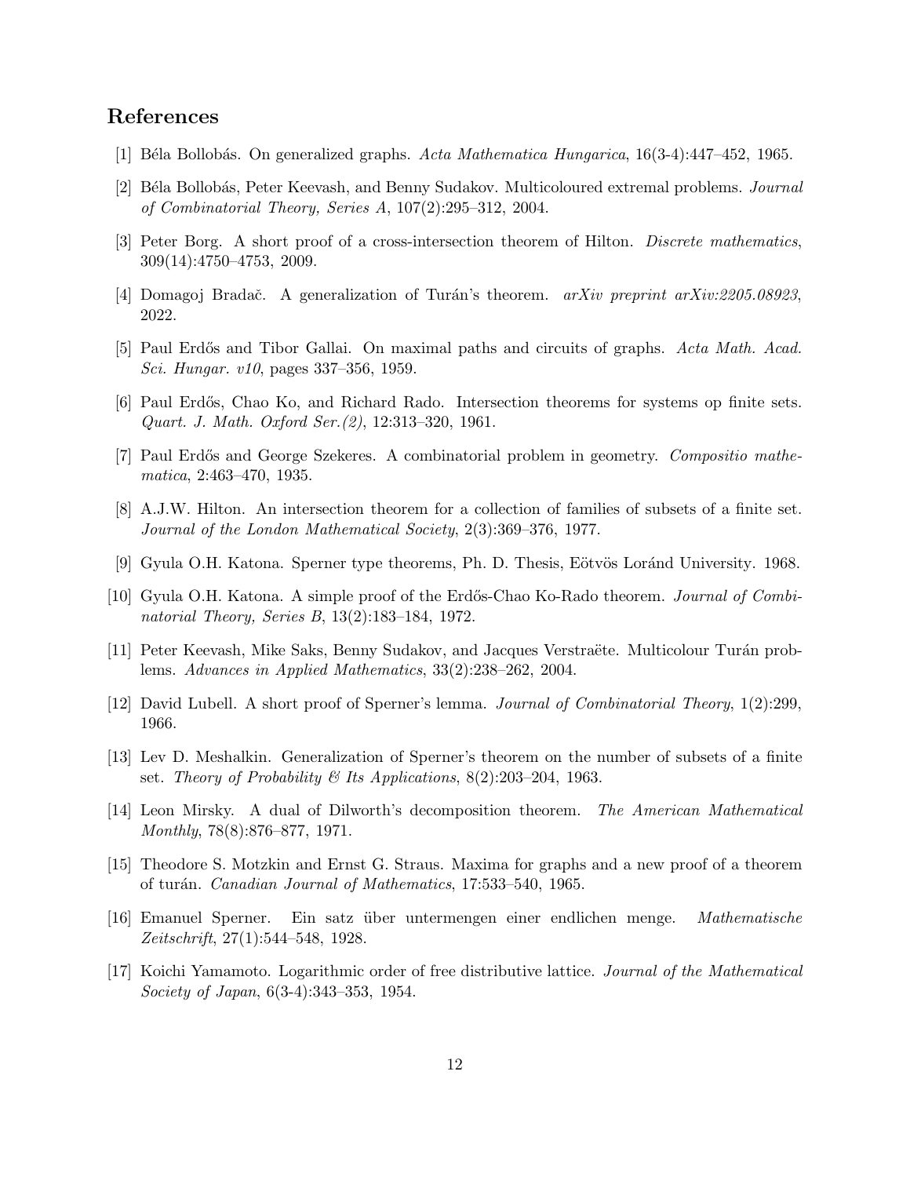## References

[1] Béla Bollobás. On generalized graphs. *Acta Mathematica Hungarica*, 16(3-4):447–452, 1965.

[2] Béla Bollobás, Peter Keevash, and Benny Sudakov. Multicoloured extremal problems. *Journal of Combinatorial Theory, Series A*, 107(2):295–312, 2004.

[3] Peter Borg. A short proof of a cross-intersection theorem of Hilton. *Discrete mathematics*, 309(14):4750–4753, 2009.

[4] Domagoj Bradač. A generalization of Turán's theorem. *arXiv preprint arXiv:2205.08923*, 2022.

[5] Paul Erdős and Tibor Gallai. On maximal paths and circuits of graphs. *Acta Math. Acad. Sci. Hungar. v10*, pages 337–356, 1959.

[6] Paul Erdős, Chao Ko, and Richard Rado. Intersection theorems for systems op finite sets. *Quart. J. Math. Oxford Ser.(2)*, 12:313–320, 1961.

[7] Paul Erdős and George Szekeres. A combinatorial problem in geometry. *Compositio mathematica*, 2:463–470, 1935.

[8] A.J.W. Hilton. An intersection theorem for a collection of families of subsets of a finite set. *Journal of the London Mathematical Society*, 2(3):369–376, 1977.

[9] Gyula O.H. Katona. Sperner type theorems, Ph. D. Thesis, Eötvös Loránd University. 1968.

[10] Gyula O.H. Katona. A simple proof of the Erdős-Chao Ko-Rado theorem. *Journal of Combinatorial Theory, Series B*, 13(2):183–184, 1972.

[11] Peter Keevash, Mike Saks, Benny Sudakov, and Jacques Verstraëte. Multicolour Turán problems. *Advances in Applied Mathematics*, 33(2):238–262, 2004.

[12] David Lubell. A short proof of Sperner's lemma. *Journal of Combinatorial Theory*, 1(2):299, 1966.

[13] Lev D. Meshalkin. Generalization of Sperner's theorem on the number of subsets of a finite set. *Theory of Probability & Its Applications*, 8(2):203–204, 1963.

[14] Leon Mirsky. A dual of Dilworth's decomposition theorem. *The American Mathematical Monthly*, 78(8):876–877, 1971.

[15] Theodore S. Motzkin and Ernst G. Straus. Maxima for graphs and a new proof of a theorem of turán. *Canadian Journal of Mathematics*, 17:533–540, 1965.

[16] Emanuel Sperner. Ein satz über untermengen einer endlichen menge. *Mathematische Zeitschrift*, 27(1):544–548, 1928.

[17] Koichi Yamamoto. Logarithmic order of free distributive lattice. *Journal of the Mathematical Society of Japan*, 6(3-4):343–353, 1954.